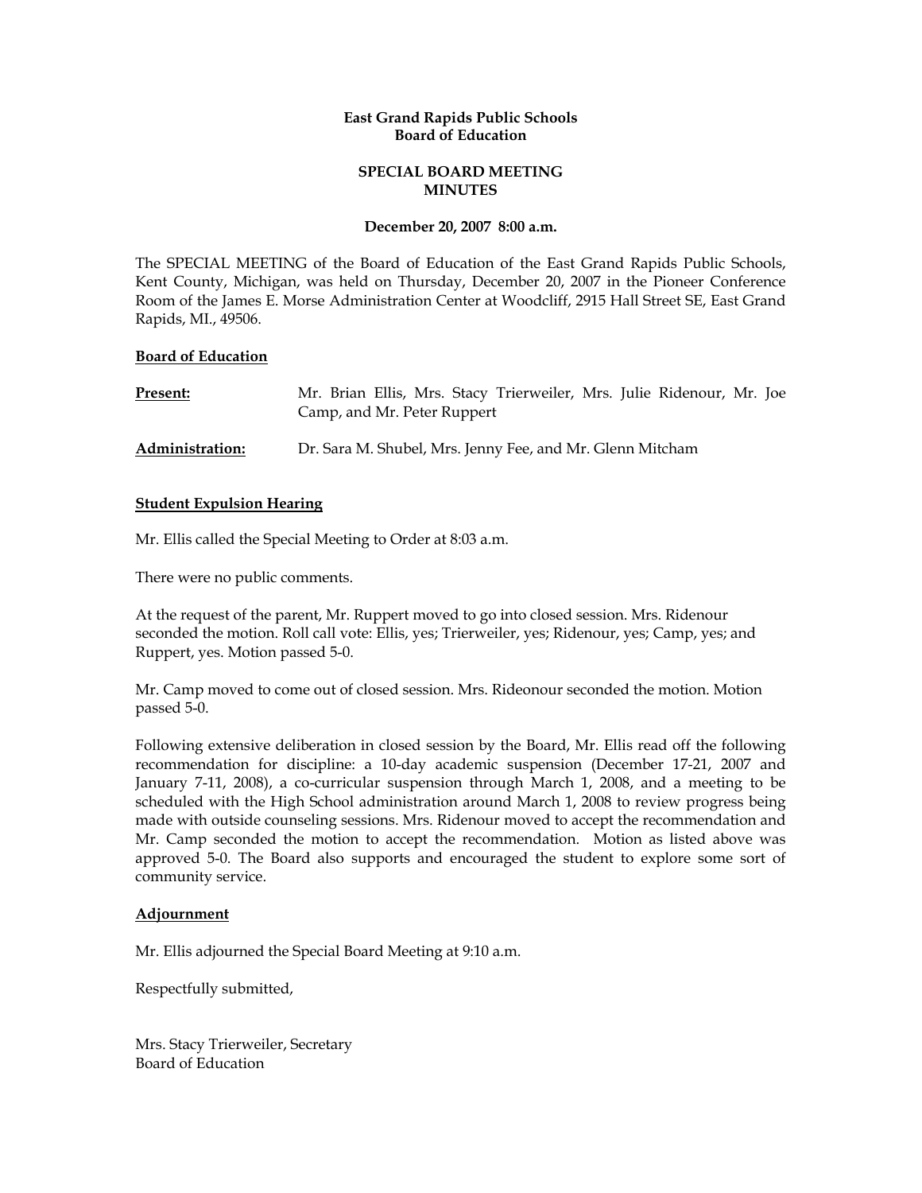**East Grand Rapids Public Schools**
**Board of Education**

**SPECIAL BOARD MEETING**
**MINUTES**

**December 20, 2007 8:00 a.m.**

The SPECIAL MEETING of the Board of Education of the East Grand Rapids Public Schools, Kent County, Michigan, was held on Thursday, December 20, 2007 in the Pioneer Conference Room of the James E. Morse Administration Center at Woodcliff, 2915 Hall Street SE, East Grand Rapids, MI., 49506.

**Board of Education**

**Present:** Mr. Brian Ellis, Mrs. Stacy Trierweiler, Mrs. Julie Ridenour, Mr. Joe Camp, and Mr. Peter Ruppert

**Administration:** Dr. Sara M. Shubel, Mrs. Jenny Fee, and Mr. Glenn Mitcham

**Student Expulsion Hearing**

Mr. Ellis called the Special Meeting to Order at 8:03 a.m.

There were no public comments.

At the request of the parent, Mr. Ruppert moved to go into closed session. Mrs. Ridenour seconded the motion. Roll call vote: Ellis, yes; Trierweiler, yes; Ridenour, yes; Camp, yes; and Ruppert, yes. Motion passed 5-0.

Mr. Camp moved to come out of closed session. Mrs. Rideonour seconded the motion. Motion passed 5-0.

Following extensive deliberation in closed session by the Board, Mr. Ellis read off the following recommendation for discipline: a 10-day academic suspension (December 17-21, 2007 and January 7-11, 2008), a co-curricular suspension through March 1, 2008, and a meeting to be scheduled with the High School administration around March 1, 2008 to review progress being made with outside counseling sessions. Mrs. Ridenour moved to accept the recommendation and Mr. Camp seconded the motion to accept the recommendation. Motion as listed above was approved 5-0. The Board also supports and encouraged the student to explore some sort of community service.

**Adjournment**

Mr. Ellis adjourned the Special Board Meeting at 9:10 a.m.

Respectfully submitted,

Mrs. Stacy Trierweiler, Secretary
Board of Education